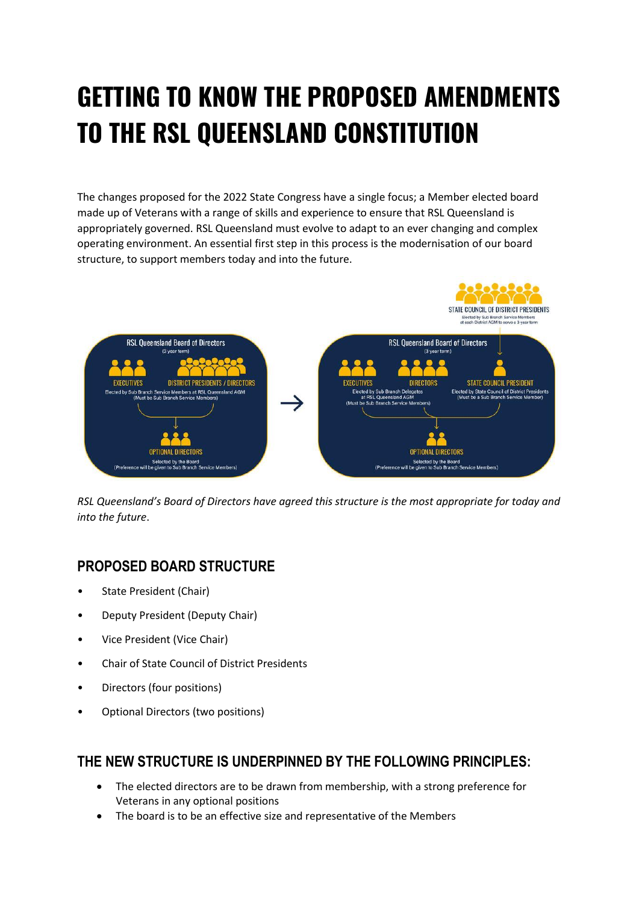# GETTING TO KNOW THE PROPOSED AMENDMENTS TO THE RSL QUEENSLAND CONSTITUTION

The changes proposed for the 2022 State Congress have a single focus; a Member elected board made up of Veterans with a range of skills and experience to ensure that RSL Queensland is appropriately governed. RSL Queensland must evolve to adapt to an ever changing and complex operating environment. An essential first step in this process is the modernisation of our board structure, to support members today and into the future.

**Current structure:**

RSL Queensland Board of Directors (3 year term)

- EXECUTIVES and DISTRICT PRESIDENTS / DIRECTORS — Elected by Sub Branch Service Members at RSL Queensland AGM (Must be Sub Branch Service Members)
- OPTIONAL DIRECTORS — Selected by the Board (Preference will be given to Sub Branch Service Members)

→

**Proposed structure:**

STATE COUNCIL OF DISTRICT PRESIDENTS — Elected by Sub Branch Service Members at each District AGM to serve a 3-year term

RSL Queensland Board of Directors (3 year term)

- EXECUTIVES and DIRECTORS — Elected by Sub Branch Delegates at RSL Queensland AGM (Must be Sub Branch Service Members)
- STATE COUNCIL PRESIDENT — Elected by State Council of District Presidents (Must be a Sub Branch Service Member)
- OPTIONAL DIRECTORS — Selected by the Board (Preference will be given to Sub Branch Service Members)

*RSL Queensland's Board of Directors have agreed this structure is the most appropriate for today and into the future.*

## PROPOSED BOARD STRUCTURE

- State President (Chair)
- Deputy President (Deputy Chair)
- Vice President (Vice Chair)
- Chair of State Council of District Presidents
- Directors (four positions)
- Optional Directors (two positions)

## THE NEW STRUCTURE IS UNDERPINNED BY THE FOLLOWING PRINCIPLES:

- The elected directors are to be drawn from membership, with a strong preference for Veterans in any optional positions
- The board is to be an effective size and representative of the Members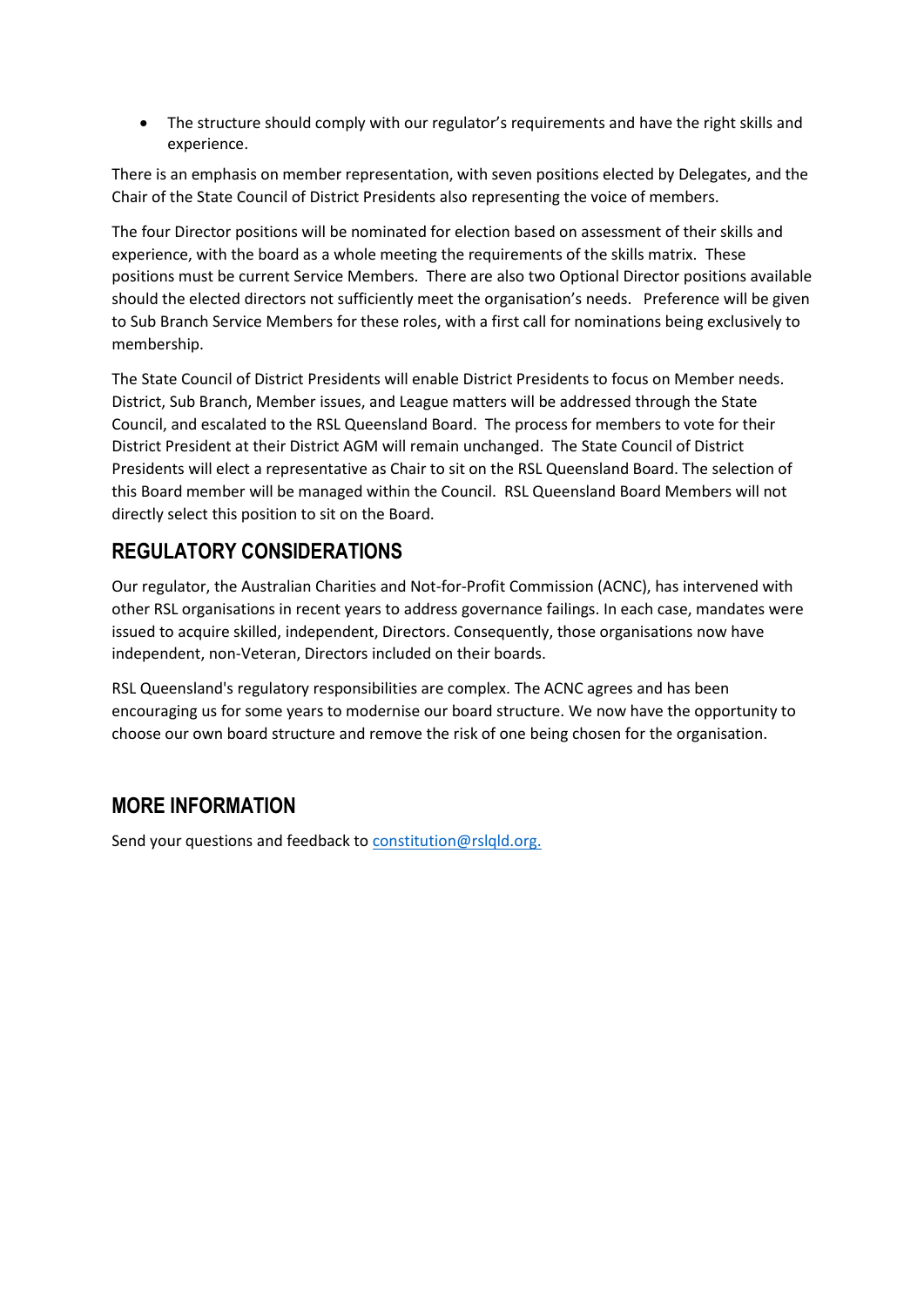- The structure should comply with our regulator's requirements and have the right skills and experience.

There is an emphasis on member representation, with seven positions elected by Delegates, and the Chair of the State Council of District Presidents also representing the voice of members.

The four Director positions will be nominated for election based on assessment of their skills and experience, with the board as a whole meeting the requirements of the skills matrix. These positions must be current Service Members. There are also two Optional Director positions available should the elected directors not sufficiently meet the organisation's needs. Preference will be given to Sub Branch Service Members for these roles, with a first call for nominations being exclusively to membership.

The State Council of District Presidents will enable District Presidents to focus on Member needs. District, Sub Branch, Member issues, and League matters will be addressed through the State Council, and escalated to the RSL Queensland Board. The process for members to vote for their District President at their District AGM will remain unchanged. The State Council of District Presidents will elect a representative as Chair to sit on the RSL Queensland Board. The selection of this Board member will be managed within the Council. RSL Queensland Board Members will not directly select this position to sit on the Board.

## REGULATORY CONSIDERATIONS

Our regulator, the Australian Charities and Not-for-Profit Commission (ACNC), has intervened with other RSL organisations in recent years to address governance failings. In each case, mandates were issued to acquire skilled, independent, Directors. Consequently, those organisations now have independent, non-Veteran, Directors included on their boards.

RSL Queensland's regulatory responsibilities are complex. The ACNC agrees and has been encouraging us for some years to modernise our board structure. We now have the opportunity to choose our own board structure and remove the risk of one being chosen for the organisation.

## MORE INFORMATION

Send your questions and feedback to constitution@rslqld.org.